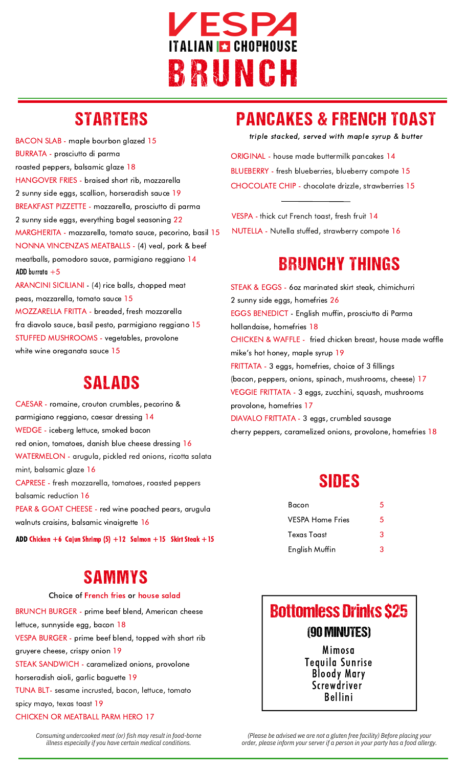# VESPA

## ITALIAN CHOPHOUSE

# BRUNCH

## STARTERS

BACON SLAB - maple bourbon glazed 15

BURRATA - prosciutto di parma roasted peppers, balsamic glaze 18

HANGOVER FRIES - braised short rib, mozzarella 2 sunny side eggs, scallion, horseradish sauce 19

BREAKFAST PIZZETTE - mozzarella, prosciutto di parma 2 sunny side eggs, everything bagel seasoning 22

MARGHERITA - mozzarella, tomato sauce, pecorino, basil 15

NONNA VINCENZA'S MEATBALLS - (4) veal, pork & beef meatballs, pomodoro sauce, parmigiano reggiano 14

**ADD burrata +5**

ARANCINI SICILIANI - (4) rice balls, chopped meat peas, mozzarella, tomato sauce 15

MOZZARELLA FRITTA - breaded, fresh mozzarella fra diavolo sauce, basil pesto, parmigiano reggiano 15

STUFFED MUSHROOMS - vegetables, provolone white wine oreganata sauce 15

## SALADS

CAESAR - romaine, crouton crumbles, pecorino & parmigiano reggiano, caesar dressing 14

WEDGE - iceberg lettuce, smoked bacon red onion, tomatoes, danish blue cheese dressing 16

WATERMELON - arugula, pickled red onions, ricotta salata mint, balsamic glaze 16

CAPRESE - fresh mozzarella, tomatoes, roasted peppers balsamic reduction 16

PEAR & GOAT CHEESE - red wine poached pears, arugula walnuts craisins, balsamic vinaigrette 16

**ADD Chicken +6 Cajun Shrimp (5) +12 Salmon +15 Skirt Steak +15**

## SAMMYS

Choice of French fries or house salad

BRUNCH BURGER - prime beef blend, American cheese lettuce, sunnyside egg, bacon 18

VESPA BURGER - prime beef blend, topped with short rib gruyere cheese, crispy onion 19

STEAK SANDWICH - caramelized onions, provolone horseradish aioli, garlic baguette 19

TUNA BLT- sesame incrusted, bacon, lettuce, tomato spicy mayo, texas toast 19

CHICKEN OR MEATBALL PARM HERO 17

## PANCAKES & FRENCH TOAST

*triple stacked, served with maple syrup & butter*

ORIGINAL - house made buttermilk pancakes 14

BLUEBERRY - fresh blueberries, blueberry compote 15

CHOCOLATE CHIP - chocolate drizzle, strawberries 15

---

VESPA - thick cut French toast, fresh fruit 14

NUTELLA - Nutella stuffed, strawberry compote 16

## BRUNCHY THINGS

STEAK & EGGS - 6oz marinated skirt steak, chimichurri 2 sunny side eggs, homefries 26

EGGS BENEDICT - English muffin, prosciutto di Parma hollandaise, homefries 18

CHICKEN & WAFFLE - fried chicken breast, house made waffle mike's hot honey, maple syrup 19

FRITTATA - 3 eggs, homefries, choice of 3 fillings (bacon, peppers, onions, spinach, mushrooms, cheese) 17

VEGGIE FRITTATA - 3 eggs, zucchini, squash, mushrooms provolone, homefries 17

DIAVALO FRITTATA - 3 eggs, crumbled sausage cherry peppers, caramelized onions, provolone, homefries 18

## SIDES

| Bacon | 5 |
|---|---|
| VESPA Home Fries | 5 |
| Texas Toast | 3 |
| English Muffin | 3 |

## Bottomless Drinks $25

### (90 MINUTES)

Mimosa
Tequila Sunrise
Bloody Mary
Screwdriver
Bellini

*Consuming undercooked meat (or) fish may result in food-borne illness especially if you have certain medical conditions.*

*(Please be advised we are not a gluten free facility) Before placing your order, please inform your server if a person in your party has a food allergy.*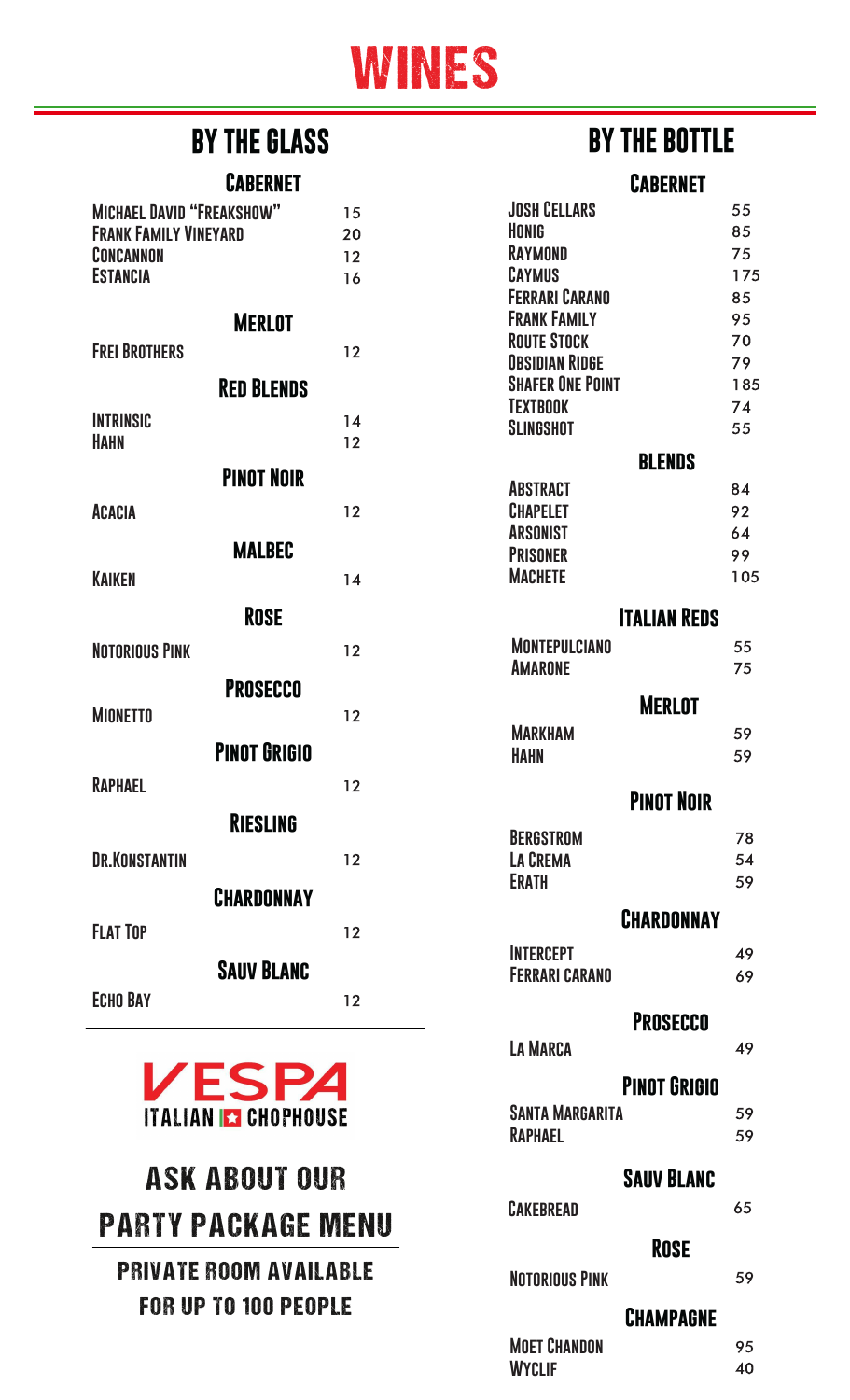# WINES

## BY THE GLASS

### Cabernet

| | |
|---|---|
| Michael David "Freakshow" | 15 |
| Frank Family Vineyard | 20 |
| Concannon | 12 |
| Estancia | 16 |

### Merlot

| | |
|---|---|
| Frei Brothers | 12 |

### Red Blends

| | |
|---|---|
| Intrinsic | 14 |
| Hahn | 12 |

### Pinot Noir

| | |
|---|---|
| Acacia | 12 |

### Malbec

| | |
|---|---|
| Kaiken | 14 |

### Rose

| | |
|---|---|
| Notorious Pink | 12 |

### Prosecco

| | |
|---|---|
| Mionetto | 12 |

### Pinot Grigio

| | |
|---|---|
| Raphael | 12 |

### Riesling

| | |
|---|---|
| Dr.Konstantin | 12 |

### Chardonnay

| | |
|---|---|
| Flat Top | 12 |

### Sauv Blanc

| | |
|---|---|
| Echo Bay | 12 |

VESPA ITALIAN CHOPHOUSE

**ASK ABOUT OUR PARTY PACKAGE MENU**

**PRIVATE ROOM AVAILABLE FOR UP TO 100 PEOPLE**

## BY THE BOTTLE

### Cabernet

| | |
|---|---|
| Josh Cellars | 55 |
| Honig | 85 |
| Raymond | 75 |
| Caymus | 175 |
| Ferrari Carano | 85 |
| Frank Family | 95 |
| Route Stock | 70 |
| Obsidian Ridge | 79 |
| Shafer One Point | 185 |
| Textbook | 74 |
| Slingshot | 55 |

### Blends

| | |
|---|---|
| Abstract | 84 |
| Chapelet | 92 |
| Arsonist | 64 |
| Prisoner | 99 |
| Machete | 105 |

### Italian Reds

| | |
|---|---|
| Montepulciano | 55 |
| Amarone | 75 |

### Merlot

| | |
|---|---|
| Markham | 59 |
| Hahn | 59 |

### Pinot Noir

| | |
|---|---|
| Bergstrom | 78 |
| La Crema | 54 |
| Erath | 59 |

### Chardonnay

| | |
|---|---|
| Intercept | 49 |
| Ferrari Carano | 69 |

### Prosecco

| | |
|---|---|
| La Marca | 49 |

### Pinot Grigio

| | |
|---|---|
| Santa Margarita | 59 |
| Raphael | 59 |

### Sauv Blanc

| | |
|---|---|
| Cakebread | 65 |

### Rose

| | |
|---|---|
| Notorious Pink | 59 |

### Champagne

| | |
|---|---|
| Moet Chandon | 95 |
| Wyclif | 40 |